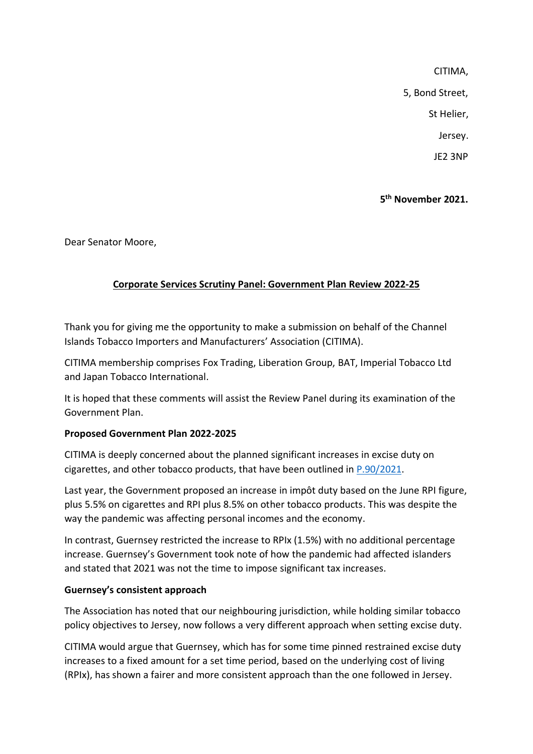CITIMA,

5, Bond Street,

St Helier,

Jersey.

JE2 3NP

**5th November 2021.**

Dear Senator Moore,

**Corporate Services Scrutiny Panel: Government Plan Review 2022-25**

Thank you for giving me the opportunity to make a submission on behalf of the Channel Islands Tobacco Importers and Manufacturers' Association (CITIMA).

CITIMA membership comprises Fox Trading, Liberation Group, BAT, Imperial Tobacco Ltd and Japan Tobacco International.

It is hoped that these comments will assist the Review Panel during its examination of the Government Plan.

**Proposed Government Plan 2022-2025**

CITIMA is deeply concerned about the planned significant increases in excise duty on cigarettes, and other tobacco products, that have been outlined in P.90/2021.

Last year, the Government proposed an increase in impôt duty based on the June RPI figure, plus 5.5% on cigarettes and RPI plus 8.5% on other tobacco products. This was despite the way the pandemic was affecting personal incomes and the economy.

In contrast, Guernsey restricted the increase to RPIx (1.5%) with no additional percentage increase. Guernsey's Government took note of how the pandemic had affected islanders and stated that 2021 was not the time to impose significant tax increases.

**Guernsey's consistent approach**

The Association has noted that our neighbouring jurisdiction, while holding similar tobacco policy objectives to Jersey, now follows a very different approach when setting excise duty.

CITIMA would argue that Guernsey, which has for some time pinned restrained excise duty increases to a fixed amount for a set time period, based on the underlying cost of living (RPIx), has shown a fairer and more consistent approach than the one followed in Jersey.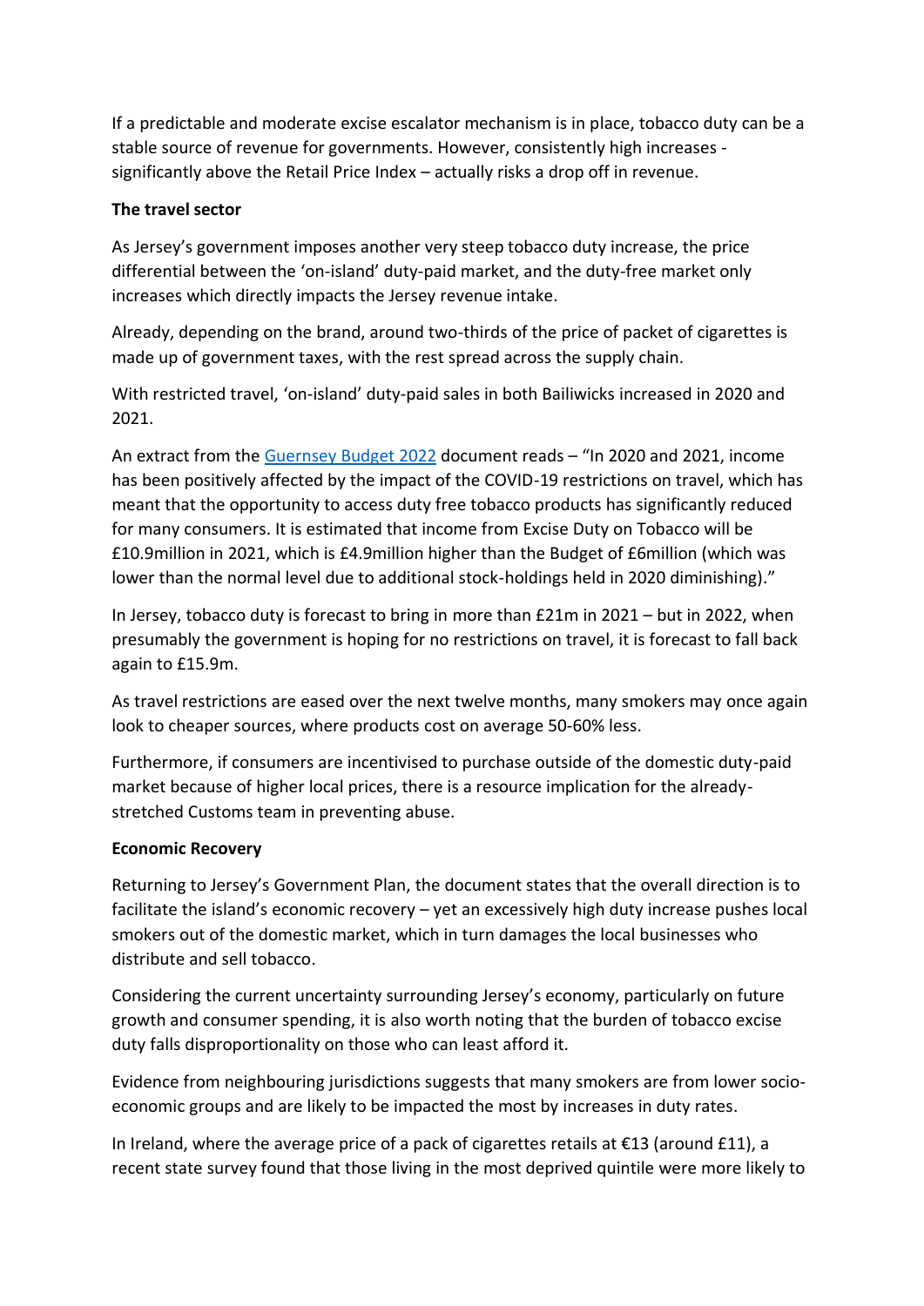If a predictable and moderate excise escalator mechanism is in place, tobacco duty can be a stable source of revenue for governments. However, consistently high increases - significantly above the Retail Price Index – actually risks a drop off in revenue.

**The travel sector**

As Jersey's government imposes another very steep tobacco duty increase, the price differential between the 'on-island' duty-paid market, and the duty-free market only increases which directly impacts the Jersey revenue intake.

Already, depending on the brand, around two-thirds of the price of packet of cigarettes is made up of government taxes, with the rest spread across the supply chain.

With restricted travel, 'on-island' duty-paid sales in both Bailiwicks increased in 2020 and 2021.

An extract from the [Guernsey Budget 2022] document reads – "In 2020 and 2021, income has been positively affected by the impact of the COVID-19 restrictions on travel, which has meant that the opportunity to access duty free tobacco products has significantly reduced for many consumers. It is estimated that income from Excise Duty on Tobacco will be £10.9million in 2021, which is £4.9million higher than the Budget of £6million (which was lower than the normal level due to additional stock-holdings held in 2020 diminishing)."

In Jersey, tobacco duty is forecast to bring in more than £21m in 2021 – but in 2022, when presumably the government is hoping for no restrictions on travel, it is forecast to fall back again to £15.9m.

As travel restrictions are eased over the next twelve months, many smokers may once again look to cheaper sources, where products cost on average 50-60% less.

Furthermore, if consumers are incentivised to purchase outside of the domestic duty-paid market because of higher local prices, there is a resource implication for the already-stretched Customs team in preventing abuse.

**Economic Recovery**

Returning to Jersey's Government Plan, the document states that the overall direction is to facilitate the island's economic recovery – yet an excessively high duty increase pushes local smokers out of the domestic market, which in turn damages the local businesses who distribute and sell tobacco.

Considering the current uncertainty surrounding Jersey's economy, particularly on future growth and consumer spending, it is also worth noting that the burden of tobacco excise duty falls disproportionality on those who can least afford it.

Evidence from neighbouring jurisdictions suggests that many smokers are from lower socio-economic groups and are likely to be impacted the most by increases in duty rates.

In Ireland, where the average price of a pack of cigarettes retails at €13 (around £11), a recent state survey found that those living in the most deprived quintile were more likely to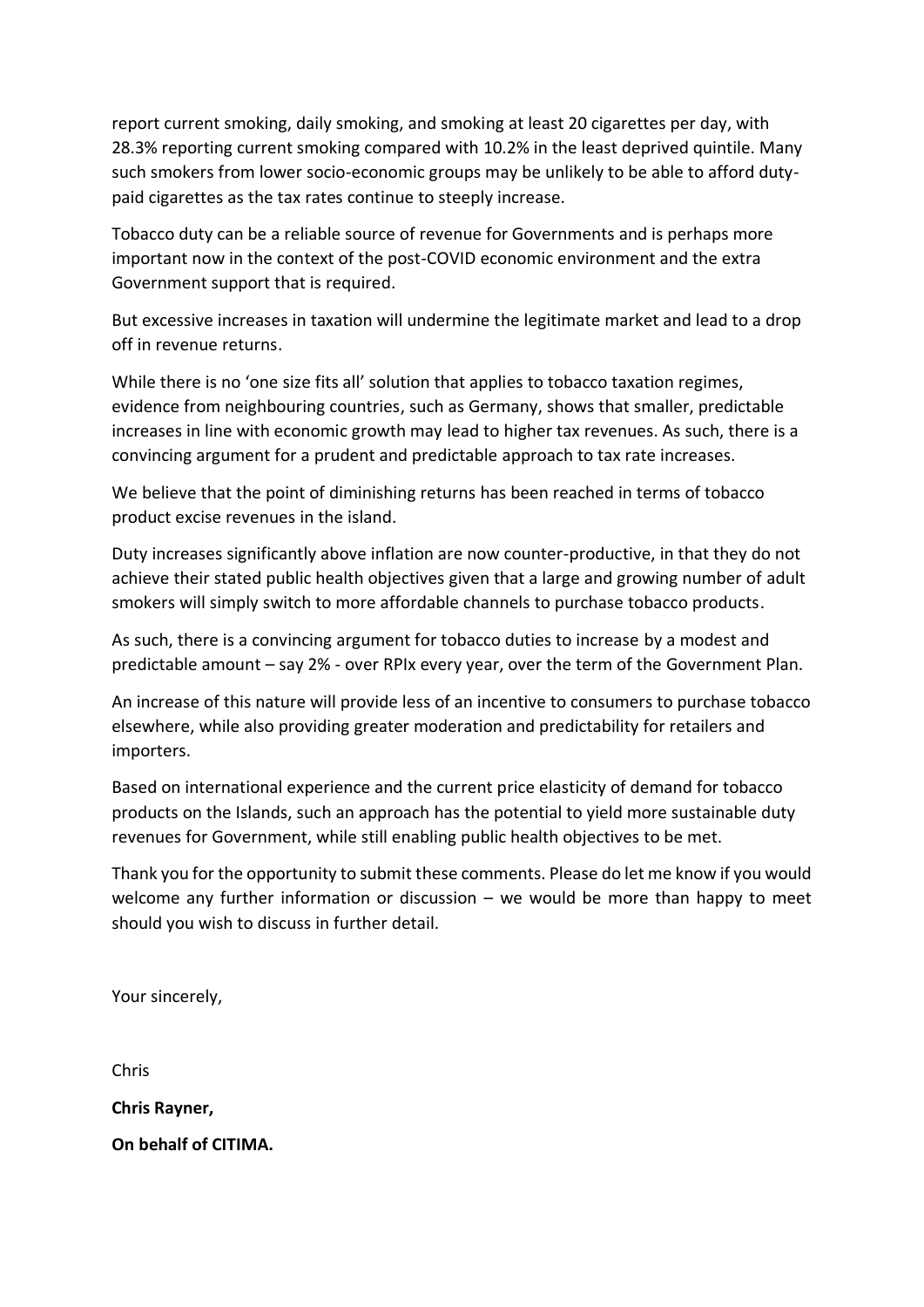report current smoking, daily smoking, and smoking at least 20 cigarettes per day, with 28.3% reporting current smoking compared with 10.2% in the least deprived quintile. Many such smokers from lower socio-economic groups may be unlikely to be able to afford duty-paid cigarettes as the tax rates continue to steeply increase.

Tobacco duty can be a reliable source of revenue for Governments and is perhaps more important now in the context of the post-COVID economic environment and the extra Government support that is required.

But excessive increases in taxation will undermine the legitimate market and lead to a drop off in revenue returns.

While there is no 'one size fits all' solution that applies to tobacco taxation regimes, evidence from neighbouring countries, such as Germany, shows that smaller, predictable increases in line with economic growth may lead to higher tax revenues. As such, there is a convincing argument for a prudent and predictable approach to tax rate increases.

We believe that the point of diminishing returns has been reached in terms of tobacco product excise revenues in the island.

Duty increases significantly above inflation are now counter-productive, in that they do not achieve their stated public health objectives given that a large and growing number of adult smokers will simply switch to more affordable channels to purchase tobacco products.

As such, there is a convincing argument for tobacco duties to increase by a modest and predictable amount – say 2% - over RPIx every year, over the term of the Government Plan.

An increase of this nature will provide less of an incentive to consumers to purchase tobacco elsewhere, while also providing greater moderation and predictability for retailers and importers.

Based on international experience and the current price elasticity of demand for tobacco products on the Islands, such an approach has the potential to yield more sustainable duty revenues for Government, while still enabling public health objectives to be met.

Thank you for the opportunity to submit these comments. Please do let me know if you would welcome any further information or discussion – we would be more than happy to meet should you wish to discuss in further detail.

Your sincerely,

Chris

**Chris Rayner,**

**On behalf of CITIMA.**